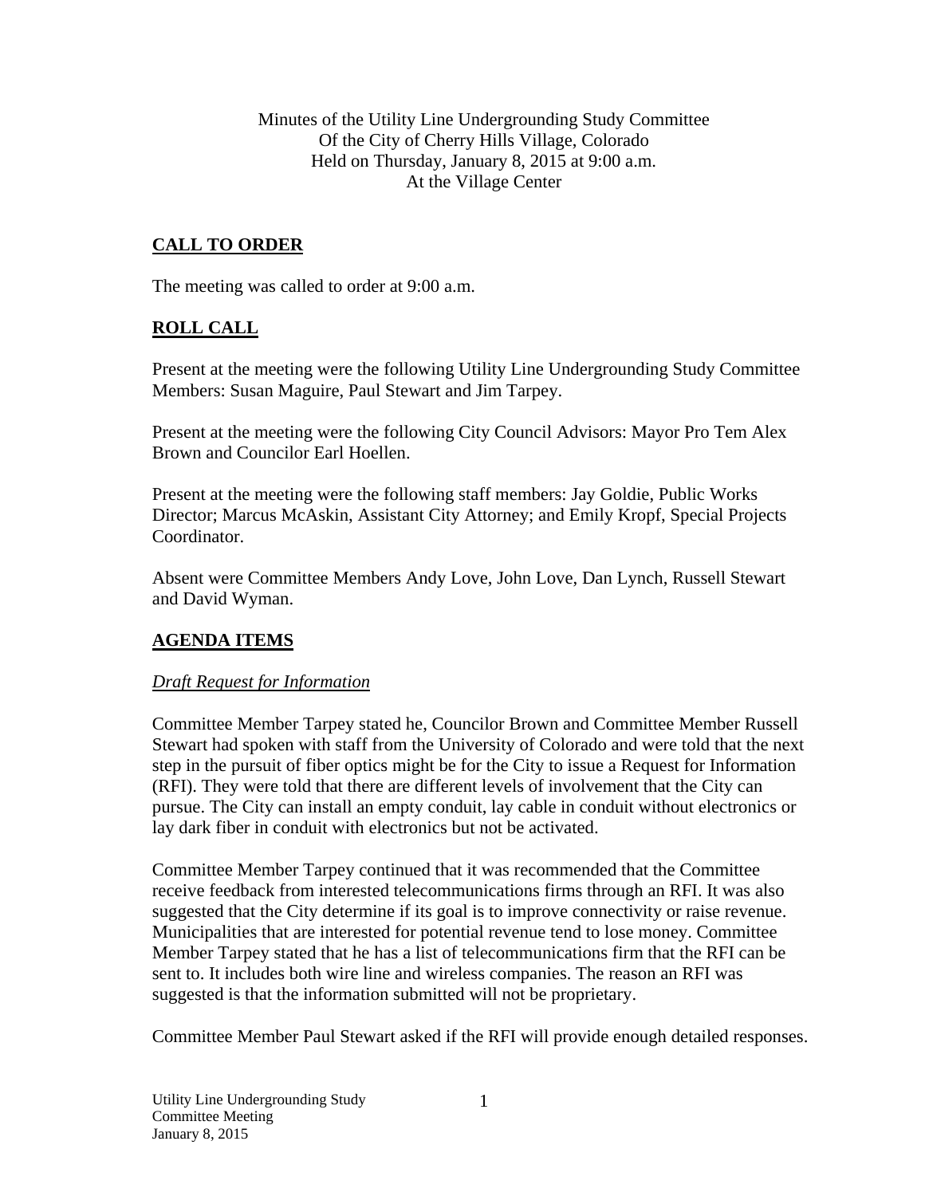Minutes of the Utility Line Undergrounding Study Committee
Of the City of Cherry Hills Village, Colorado
Held on Thursday, January 8, 2015 at 9:00 a.m.
At the Village Center

## CALL TO ORDER

The meeting was called to order at 9:00 a.m.

## ROLL CALL

Present at the meeting were the following Utility Line Undergrounding Study Committee Members: Susan Maguire, Paul Stewart and Jim Tarpey.

Present at the meeting were the following City Council Advisors: Mayor Pro Tem Alex Brown and Councilor Earl Hoellen.

Present at the meeting were the following staff members: Jay Goldie, Public Works Director; Marcus McAskin, Assistant City Attorney; and Emily Kropf, Special Projects Coordinator.

Absent were Committee Members Andy Love, John Love, Dan Lynch, Russell Stewart and David Wyman.

## AGENDA ITEMS

### *Draft Request for Information*

Committee Member Tarpey stated he, Councilor Brown and Committee Member Russell Stewart had spoken with staff from the University of Colorado and were told that the next step in the pursuit of fiber optics might be for the City to issue a Request for Information (RFI). They were told that there are different levels of involvement that the City can pursue. The City can install an empty conduit, lay cable in conduit without electronics or lay dark fiber in conduit with electronics but not be activated.

Committee Member Tarpey continued that it was recommended that the Committee receive feedback from interested telecommunications firms through an RFI. It was also suggested that the City determine if its goal is to improve connectivity or raise revenue. Municipalities that are interested for potential revenue tend to lose money. Committee Member Tarpey stated that he has a list of telecommunications firm that the RFI can be sent to. It includes both wire line and wireless companies. The reason an RFI was suggested is that the information submitted will not be proprietary.

Committee Member Paul Stewart asked if the RFI will provide enough detailed responses.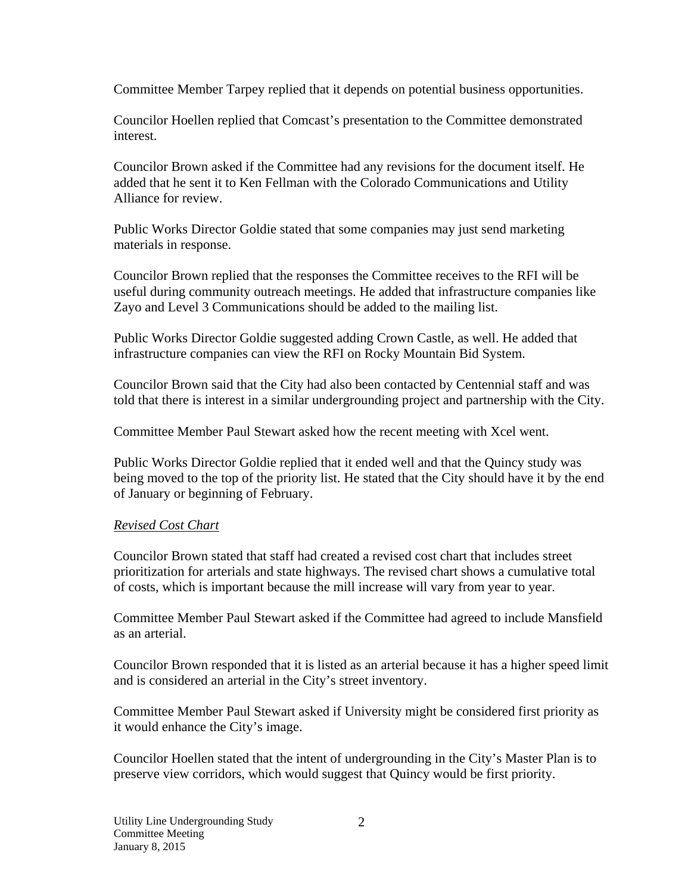Committee Member Tarpey replied that it depends on potential business opportunities.

Councilor Hoellen replied that Comcast's presentation to the Committee demonstrated interest.

Councilor Brown asked if the Committee had any revisions for the document itself. He added that he sent it to Ken Fellman with the Colorado Communications and Utility Alliance for review.

Public Works Director Goldie stated that some companies may just send marketing materials in response.

Councilor Brown replied that the responses the Committee receives to the RFI will be useful during community outreach meetings. He added that infrastructure companies like Zayo and Level 3 Communications should be added to the mailing list.

Public Works Director Goldie suggested adding Crown Castle, as well. He added that infrastructure companies can view the RFI on Rocky Mountain Bid System.

Councilor Brown said that the City had also been contacted by Centennial staff and was told that there is interest in a similar undergrounding project and partnership with the City.

Committee Member Paul Stewart asked how the recent meeting with Xcel went.

Public Works Director Goldie replied that it ended well and that the Quincy study was being moved to the top of the priority list. He stated that the City should have it by the end of January or beginning of February.

*Revised Cost Chart*

Councilor Brown stated that staff had created a revised cost chart that includes street prioritization for arterials and state highways. The revised chart shows a cumulative total of costs, which is important because the mill increase will vary from year to year.

Committee Member Paul Stewart asked if the Committee had agreed to include Mansfield as an arterial.

Councilor Brown responded that it is listed as an arterial because it has a higher speed limit and is considered an arterial in the City's street inventory.

Committee Member Paul Stewart asked if University might be considered first priority as it would enhance the City's image.

Councilor Hoellen stated that the intent of undergrounding in the City's Master Plan is to preserve view corridors, which would suggest that Quincy would be first priority.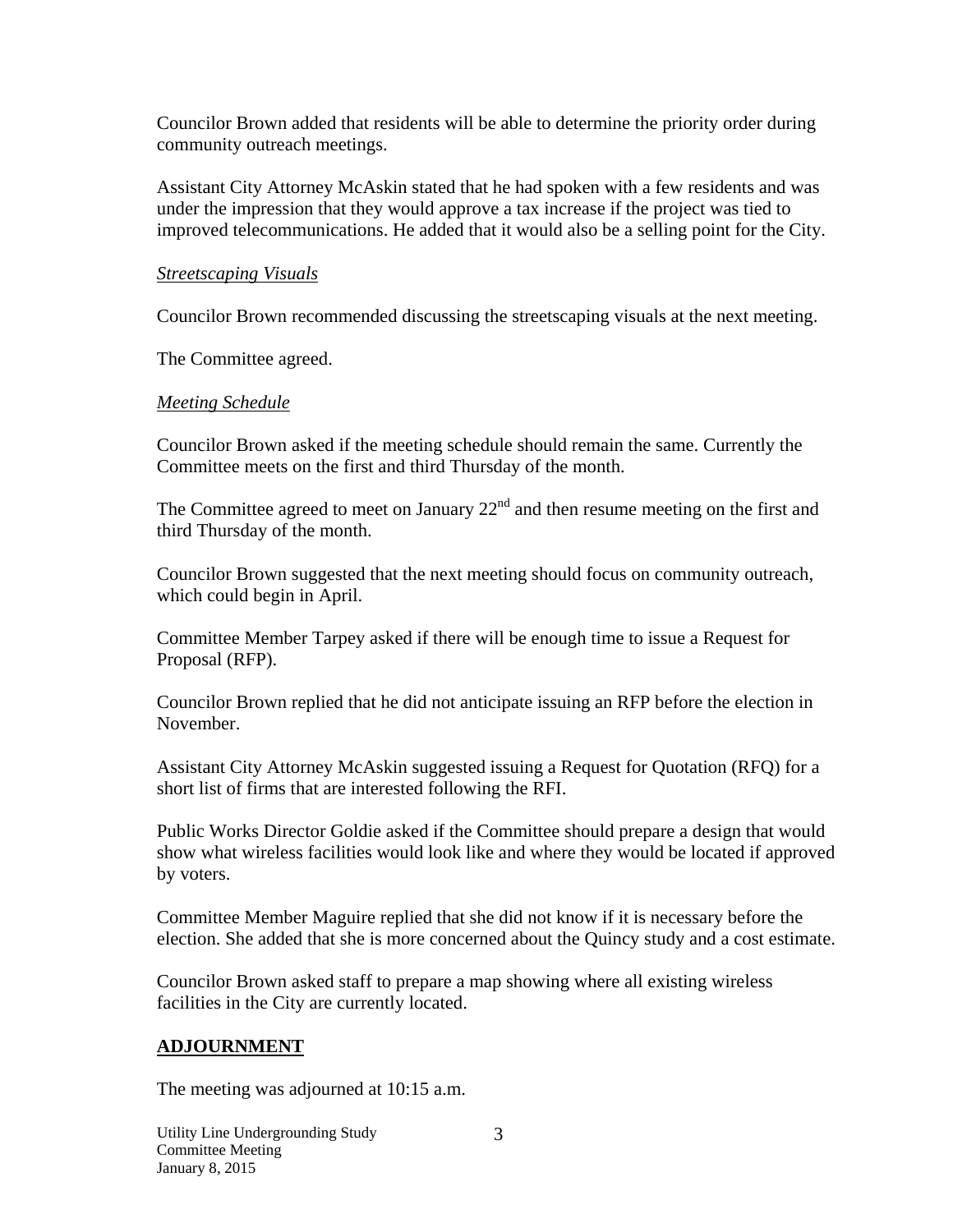Councilor Brown added that residents will be able to determine the priority order during community outreach meetings.

Assistant City Attorney McAskin stated that he had spoken with a few residents and was under the impression that they would approve a tax increase if the project was tied to improved telecommunications. He added that it would also be a selling point for the City.

*Streetscaping Visuals*

Councilor Brown recommended discussing the streetscaping visuals at the next meeting.

The Committee agreed.

*Meeting Schedule*

Councilor Brown asked if the meeting schedule should remain the same. Currently the Committee meets on the first and third Thursday of the month.

The Committee agreed to meet on January 22nd and then resume meeting on the first and third Thursday of the month.

Councilor Brown suggested that the next meeting should focus on community outreach, which could begin in April.

Committee Member Tarpey asked if there will be enough time to issue a Request for Proposal (RFP).

Councilor Brown replied that he did not anticipate issuing an RFP before the election in November.

Assistant City Attorney McAskin suggested issuing a Request for Quotation (RFQ) for a short list of firms that are interested following the RFI.

Public Works Director Goldie asked if the Committee should prepare a design that would show what wireless facilities would look like and where they would be located if approved by voters.

Committee Member Maguire replied that she did not know if it is necessary before the election. She added that she is more concerned about the Quincy study and a cost estimate.

Councilor Brown asked staff to prepare a map showing where all existing wireless facilities in the City are currently located.

## ADJOURNMENT

The meeting was adjourned at 10:15 a.m.